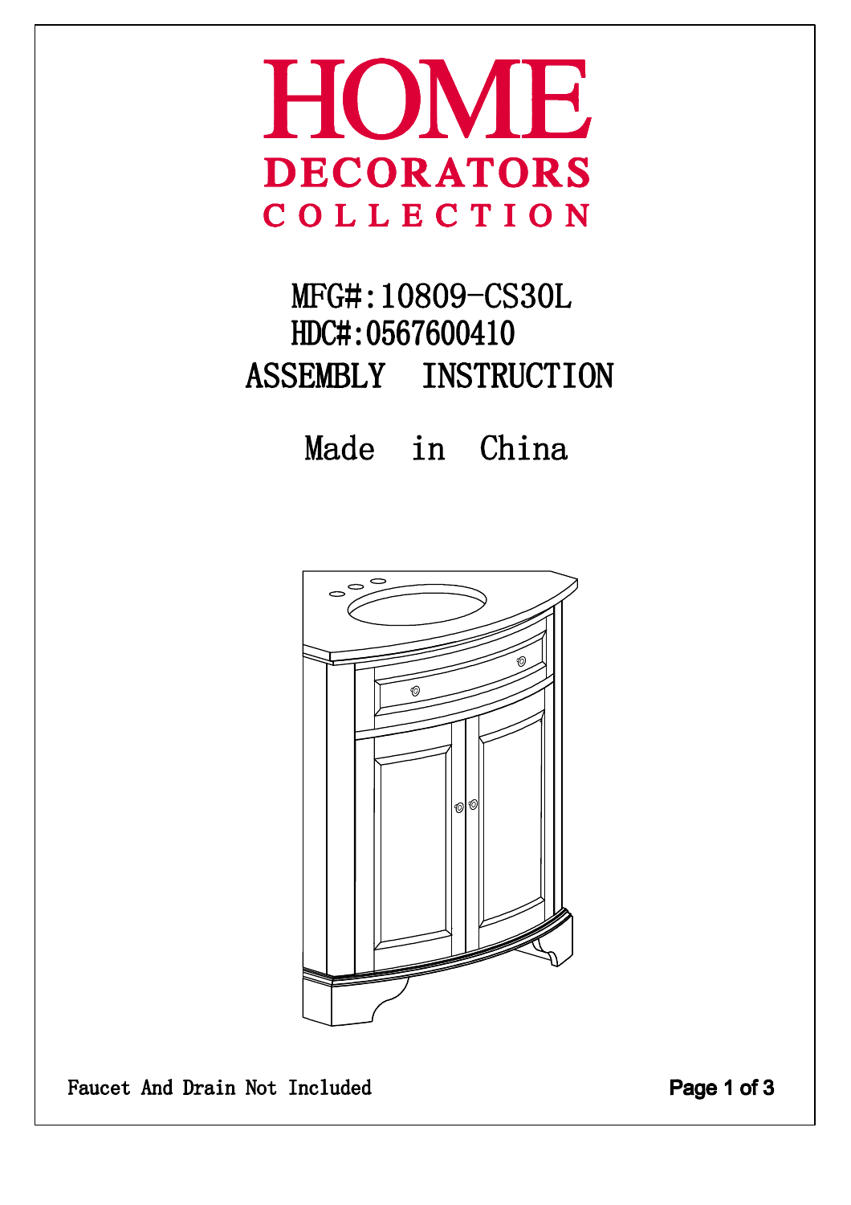# HOME DECORATORS COLLECTION

MFG#:10809-CS30L

HDC#:0567600410

## ASSEMBLY INSTRUCTION

Made in China

Faucet And Drain Not Included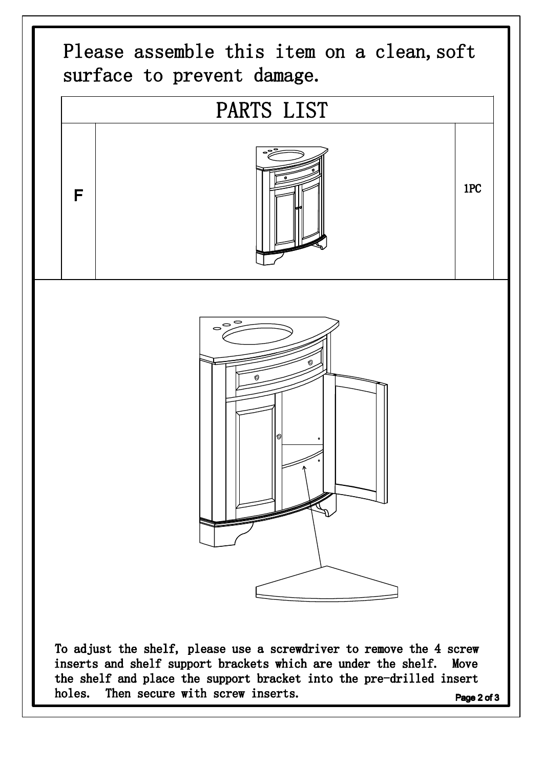Please assemble this item on a clean, soft surface to prevent damage.

| PARTS LIST | | |
| --- | --- | --- |
| F | | 1PC |

To adjust the shelf, please use a screwdriver to remove the 4 screw inserts and shelf support brackets which are under the shelf. Move the shelf and place the support bracket into the pre-drilled insert holes. Then secure with screw inserts.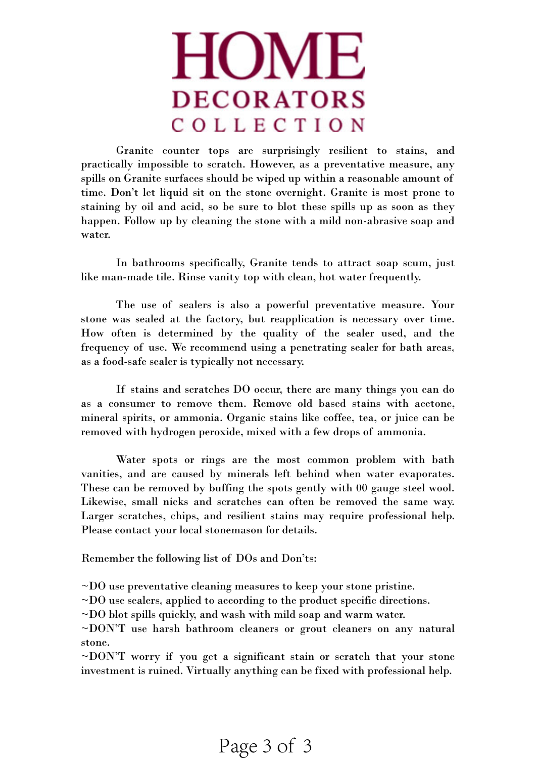# HOME DECORATORS COLLECTION

Granite counter tops are surprisingly resilient to stains, and practically impossible to scratch. However, as a preventative measure, any spills on Granite surfaces should be wiped up within a reasonable amount of time. Don't let liquid sit on the stone overnight. Granite is most prone to staining by oil and acid, so be sure to blot these spills up as soon as they happen. Follow up by cleaning the stone with a mild non-abrasive soap and water.

In bathrooms specifically, Granite tends to attract soap scum, just like man-made tile. Rinse vanity top with clean, hot water frequently.

The use of sealers is also a powerful preventative measure. Your stone was sealed at the factory, but reapplication is necessary over time. How often is determined by the quality of the sealer used, and the frequency of use. We recommend using a penetrating sealer for bath areas, as a food-safe sealer is typically not necessary.

If stains and scratches DO occur, there are many things you can do as a consumer to remove them. Remove old based stains with acetone, mineral spirits, or ammonia. Organic stains like coffee, tea, or juice can be removed with hydrogen peroxide, mixed with a few drops of ammonia.

Water spots or rings are the most common problem with bath vanities, and are caused by minerals left behind when water evaporates. These can be removed by buffing the spots gently with 00 gauge steel wool. Likewise, small nicks and scratches can often be removed the same way. Larger scratches, chips, and resilient stains may require professional help. Please contact your local stonemason for details.

Remember the following list of DOs and Don'ts:

~DO use preventative cleaning measures to keep your stone pristine.
~DO use sealers, applied to according to the product specific directions.
~DO blot spills quickly, and wash with mild soap and warm water.
~DON'T use harsh bathroom cleaners or grout cleaners on any natural stone.
~DON'T worry if you get a significant stain or scratch that your stone investment is ruined. Virtually anything can be fixed with professional help.